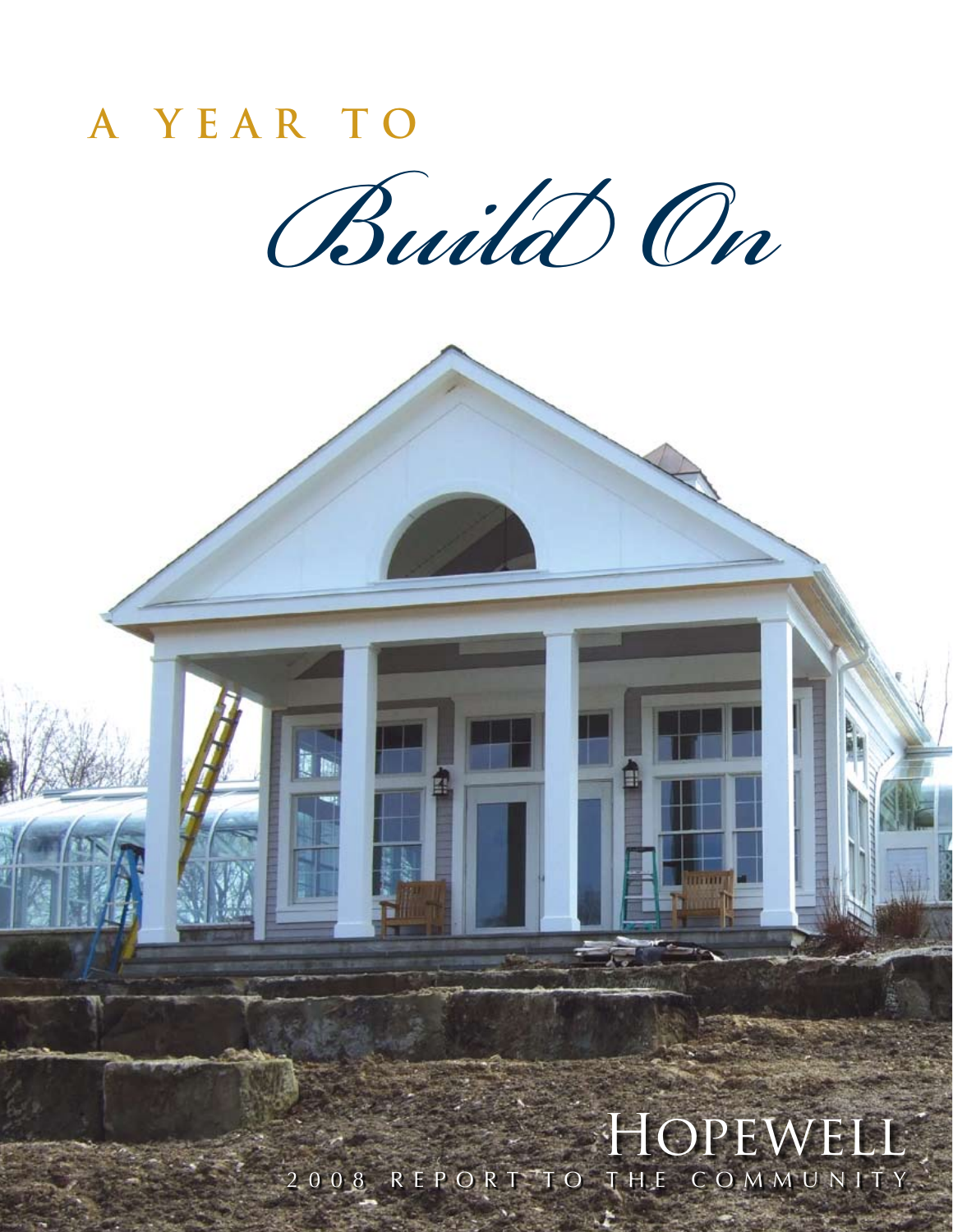# A YEAR TO

# *Build On*

HOPEWELL

2008 REPORT TO THE COMMUNITY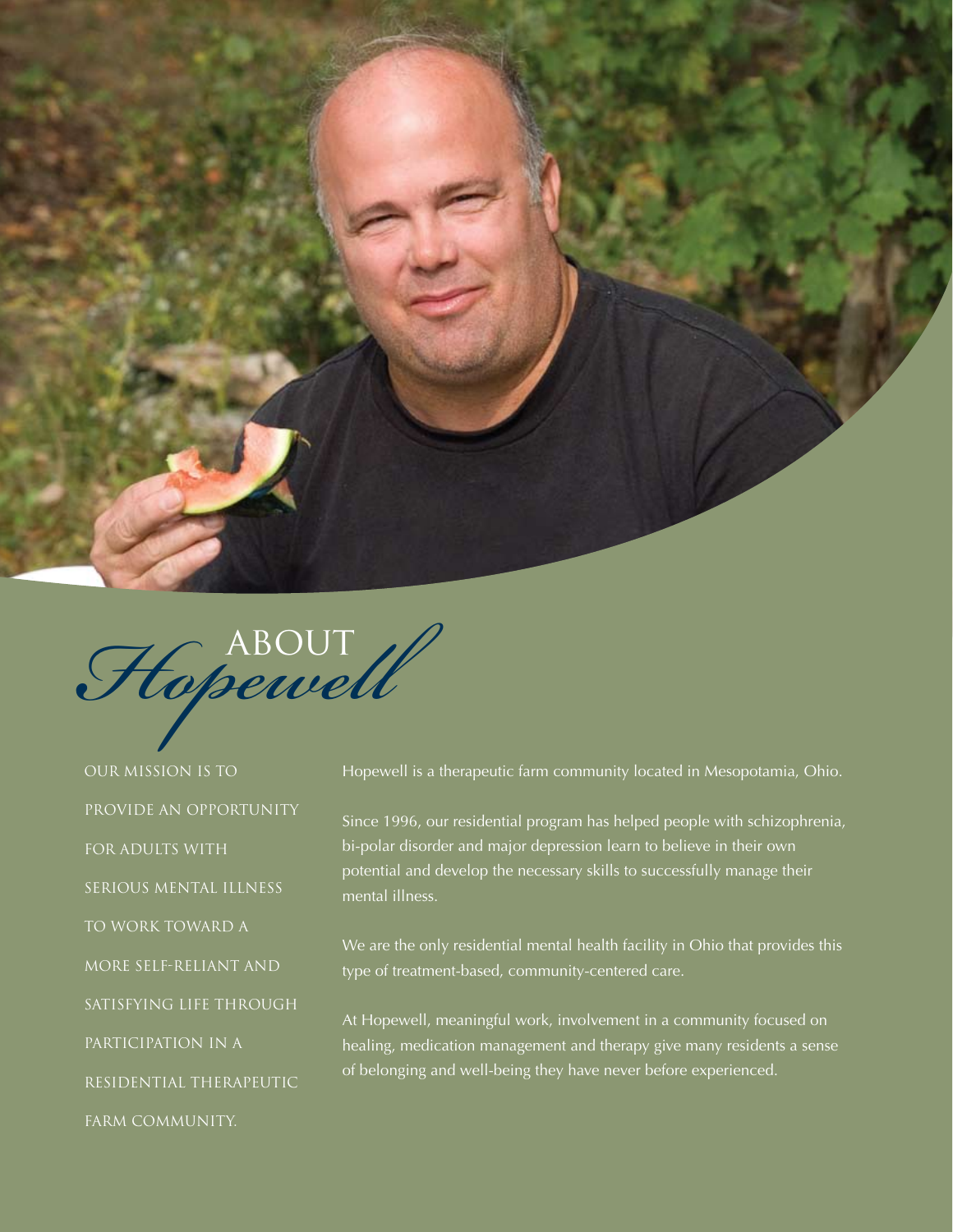# ABOUT *Hopewell*

OUR MISSION IS TO PROVIDE AN OPPORTUNITY FOR ADULTS WITH SERIOUS MENTAL ILLNESS TO WORK TOWARD A MORE SELF-RELIANT AND SATISFYING LIFE THROUGH PARTICIPATION IN A RESIDENTIAL THERAPEUTIC FARM COMMUNITY.

Hopewell is a therapeutic farm community located in Mesopotamia, Ohio.

Since 1996, our residential program has helped people with schizophrenia, bi-polar disorder and major depression learn to believe in their own potential and develop the necessary skills to successfully manage their mental illness.

We are the only residential mental health facility in Ohio that provides this type of treatment-based, community-centered care.

At Hopewell, meaningful work, involvement in a community focused on healing, medication management and therapy give many residents a sense of belonging and well-being they have never before experienced.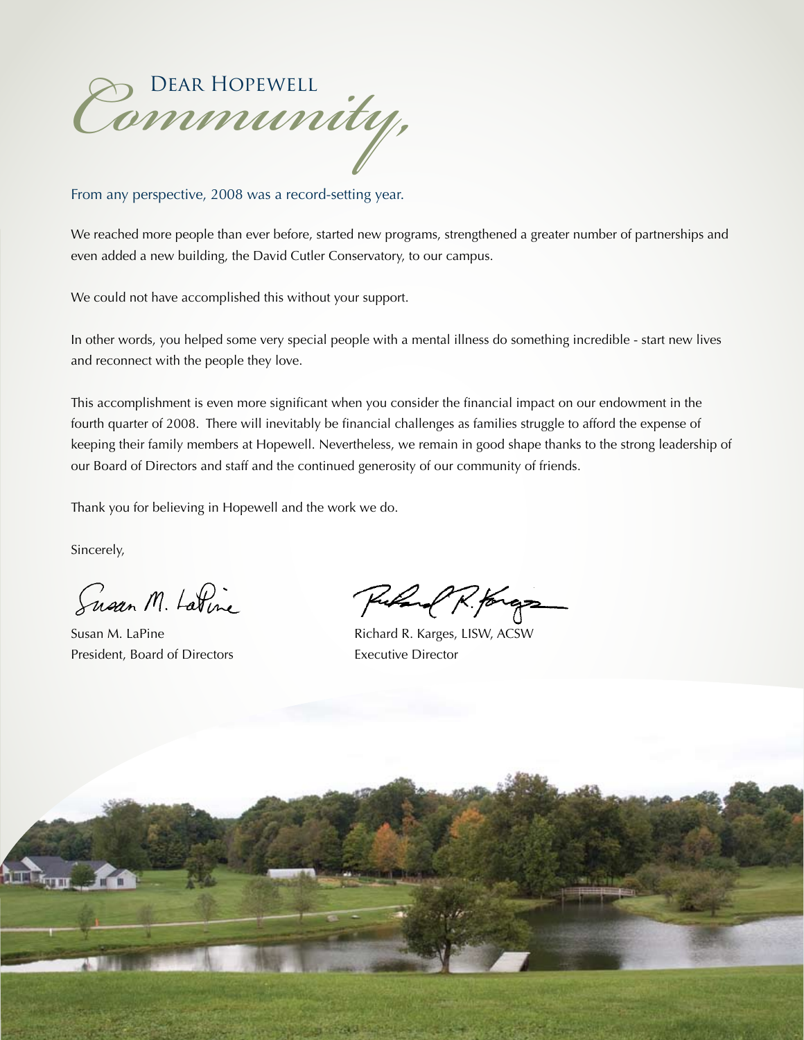# Dear Hopewell *Community,*

From any perspective, 2008 was a record-setting year.

We reached more people than ever before, started new programs, strengthened a greater number of partnerships and even added a new building, the David Cutler Conservatory, to our campus.

We could not have accomplished this without your support.

In other words, you helped some very special people with a mental illness do something incredible - start new lives and reconnect with the people they love.

This accomplishment is even more significant when you consider the financial impact on our endowment in the fourth quarter of 2008. There will inevitably be financial challenges as families struggle to afford the expense of keeping their family members at Hopewell. Nevertheless, we remain in good shape thanks to the strong leadership of our Board of Directors and staff and the continued generosity of our community of friends.

Thank you for believing in Hopewell and the work we do.

Sincerely,

Susan M. LaPine
President, Board of Directors

Richard R. Karges, LISW, ACSW
Executive Director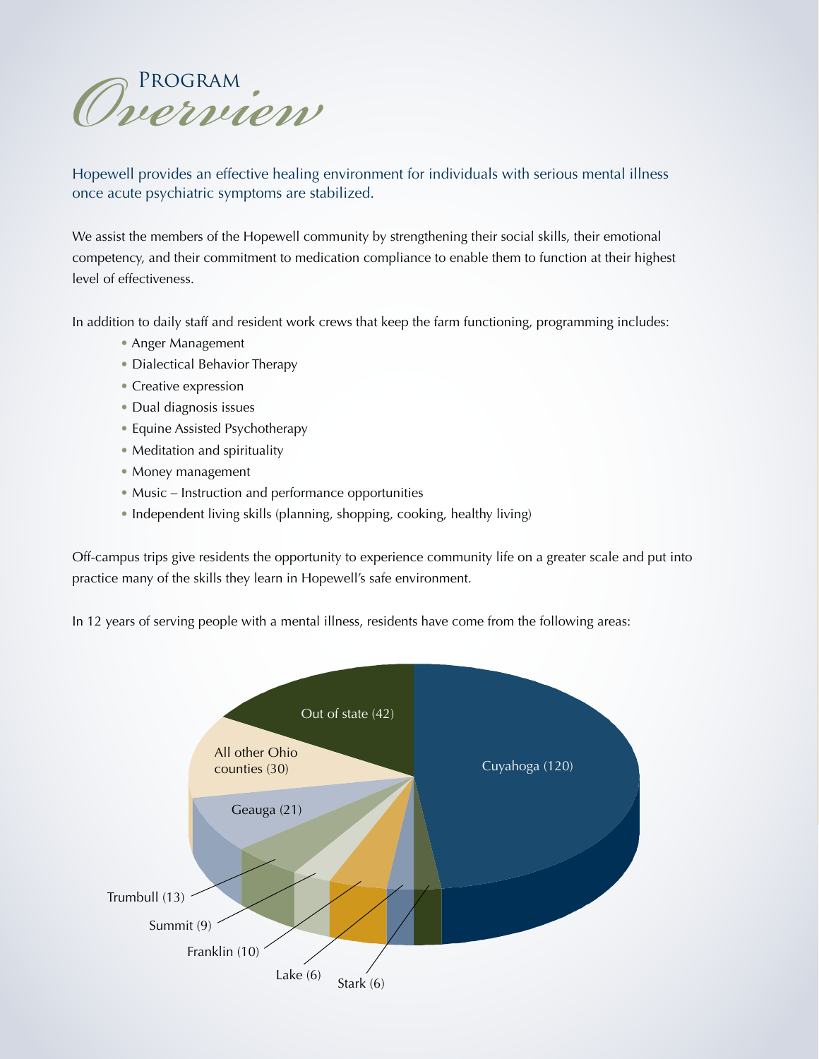# Program *Overview*

Hopewell provides an effective healing environment for individuals with serious mental illness once acute psychiatric symptoms are stabilized.

We assist the members of the Hopewell community by strengthening their social skills, their emotional competency, and their commitment to medication compliance to enable them to function at their highest level of effectiveness.

In addition to daily staff and resident work crews that keep the farm functioning, programming includes:

- Anger Management
- Dialectical Behavior Therapy
- Creative expression
- Dual diagnosis issues
- Equine Assisted Psychotherapy
- Meditation and spirituality
- Money management
- Music – Instruction and performance opportunities
- Independent living skills (planning, shopping, cooking, healthy living)

Off-campus trips give residents the opportunity to experience community life on a greater scale and put into practice many of the skills they learn in Hopewell's safe environment.

In 12 years of serving people with a mental illness, residents have come from the following areas:

| Area | Residents |
| --- | --- |
| Cuyahoga | 120 |
| Out of state | 42 |
| All other Ohio counties | 30 |
| Geauga | 21 |
| Trumbull | 13 |
| Summit | 9 |
| Franklin | 10 |
| Lake | 6 |
| Stark | 6 |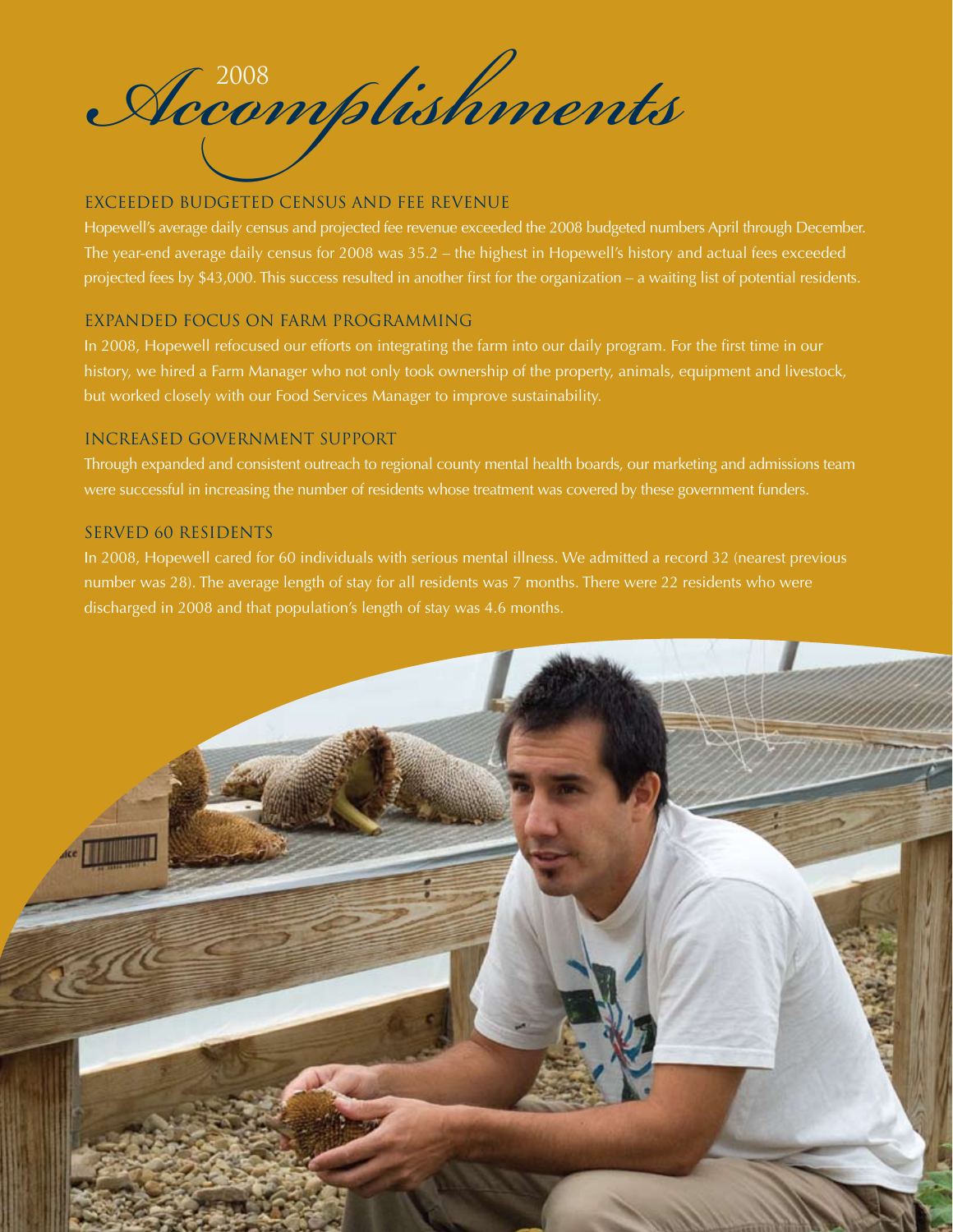# 2008 Accomplishments

## EXCEEDED BUDGETED CENSUS AND FEE REVENUE

Hopewell's average daily census and projected fee revenue exceeded the 2008 budgeted numbers April through December. The year-end average daily census for 2008 was 35.2 – the highest in Hopewell's history and actual fees exceeded projected fees by $43,000. This success resulted in another first for the organization – a waiting list of potential residents.

## EXPANDED FOCUS ON FARM PROGRAMMING

In 2008, Hopewell refocused our efforts on integrating the farm into our daily program. For the first time in our history, we hired a Farm Manager who not only took ownership of the property, animals, equipment and livestock, but worked closely with our Food Services Manager to improve sustainability.

## INCREASED GOVERNMENT SUPPORT

Through expanded and consistent outreach to regional county mental health boards, our marketing and admissions team were successful in increasing the number of residents whose treatment was covered by these government funders.

## SERVED 60 RESIDENTS

In 2008, Hopewell cared for 60 individuals with serious mental illness. We admitted a record 32 (nearest previous number was 28). The average length of stay for all residents was 7 months. There were 22 residents who were discharged in 2008 and that population's length of stay was 4.6 months.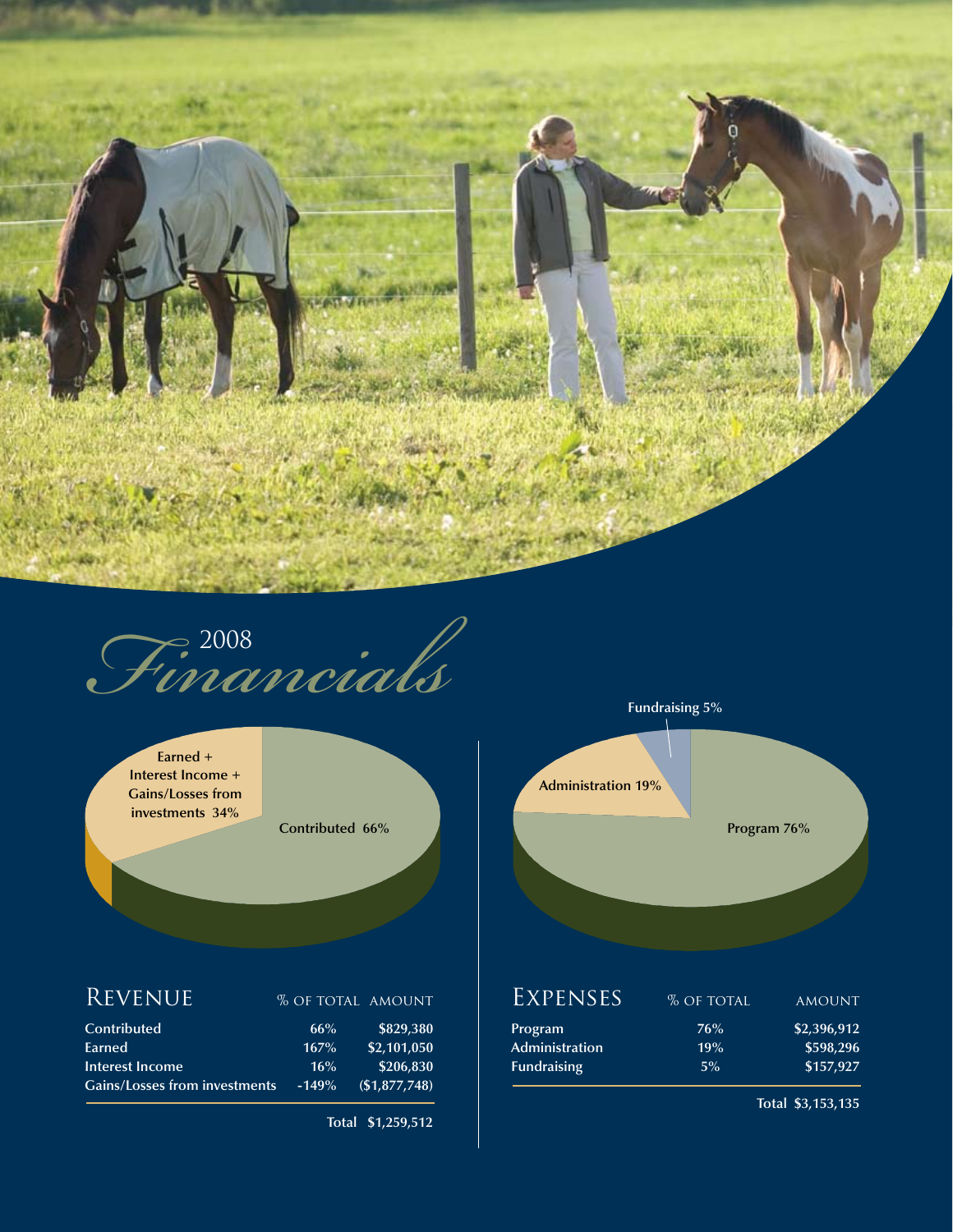# 2008 *Financials*

## Revenue

| Revenue | % of total | Amount |
|---|---|---|
| Contributed | 66% | $829,380 |
| Earned | 167% | $2,101,050 |
| Interest Income | 16% | $206,830 |
| Gains/Losses from investments | -149% | ($1,877,748) |
| | **Total** | **$1,259,512** |

Earned + Interest Income + Gains/Losses from investments 34%

Contributed 66%

## Expenses

| Expenses | % of total | Amount |
|---|---|---|
| Program | 76% | $2,396,912 |
| Administration | 19% | $598,296 |
| Fundraising | 5% | $157,927 |
| | **Total** | **$3,153,135** |

Fundraising 5%

Administration 19%

Program 76%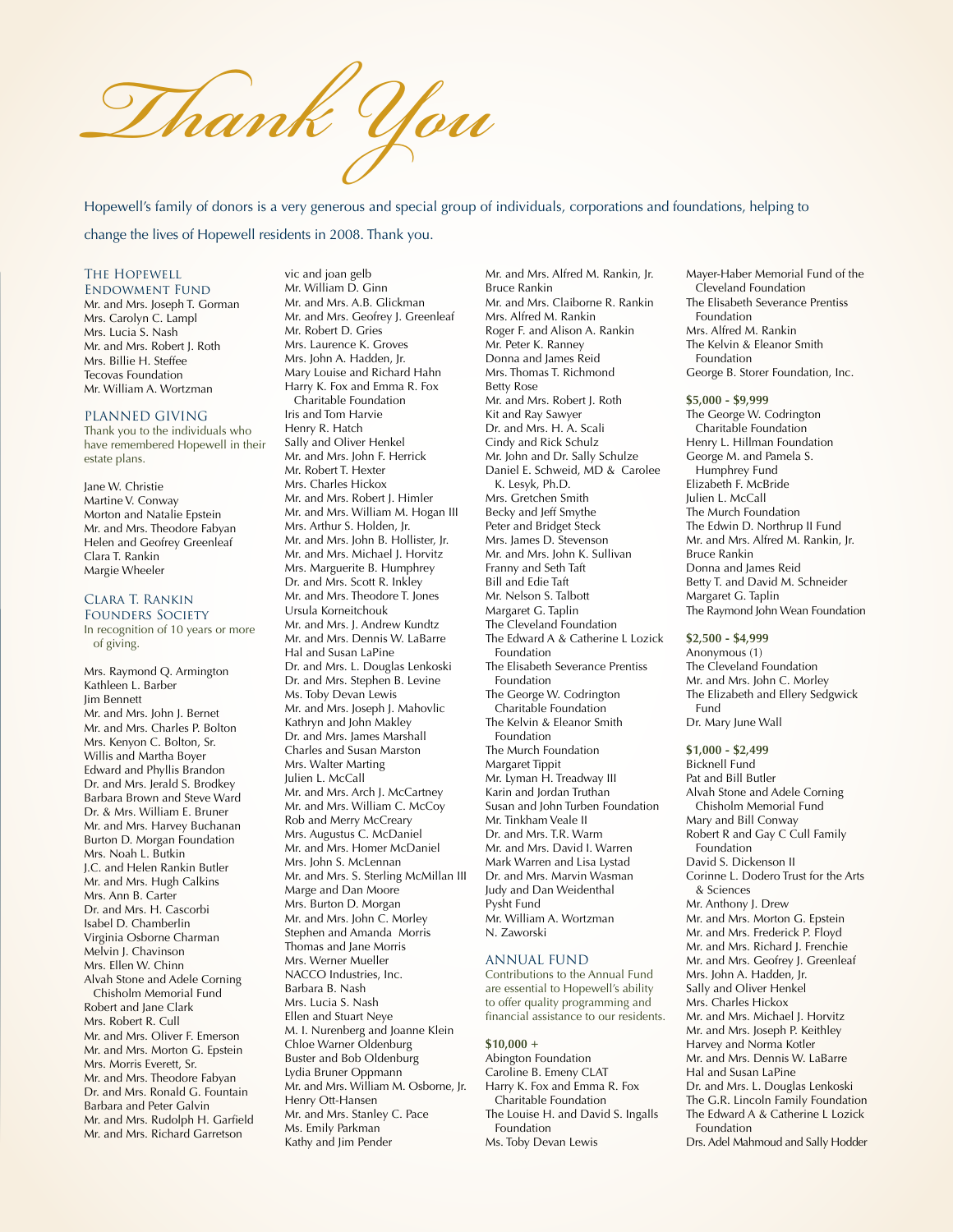# Thank You

Hopewell's family of donors is a very generous and special group of individuals, corporations and foundations, helping to change the lives of Hopewell residents in 2008. Thank you.

## The Hopewell Endowment Fund

Mr. and Mrs. Joseph T. Gorman
Mrs. Carolyn C. Lampl
Mrs. Lucia S. Nash
Mr. and Mrs. Robert J. Roth
Mrs. Billie H. Steffee
Tecovas Foundation
Mr. William A. Wortzman

## Planned Giving

Thank you to the individuals who have remembered Hopewell in their estate plans.

Jane W. Christie
Martine V. Conway
Morton and Natalie Epstein
Mr. and Mrs. Theodore Fabyan
Helen and Geoffrey Greenleaf
Clara T. Rankin
Margie Wheeler

## Clara T. Rankin Founders Society

In recognition of 10 years or more of giving.

Mrs. Raymond Q. Armington
Kathleen L. Barber
Jim Bennett
Mr. and Mrs. John J. Bernet
Mr. and Mrs. Charles P. Bolton
Mrs. Kenyon C. Bolton, Sr.
Willis and Martha Boyer
Edward and Phyllis Brandon
Dr. and Mrs. Jerald S. Brodkey
Barbara Brown and Steve Ward
Dr. & Mrs. William E. Bruner
Mr. and Mrs. Harvey Buchanan
Burton D. Morgan Foundation
Mrs. Noah L. Butkin
J.C. and Helen Rankin Butler
Mr. and Mrs. Hugh Calkins
Mrs. Ann B. Carter
Dr. and Mrs. H. Cascorbi
Isabel D. Chamberlin
Virginia Osborne Charman
Melvin J. Chavinson
Mrs. Ellen W. Chinn
Alvah Stone and Adele Corning Chisholm Memorial Fund
Robert and Jane Clark
Mrs. Robert R. Cull
Mr. and Mrs. Oliver F. Emerson
Mr. and Mrs. Morton G. Epstein
Mrs. Morris Everett, Sr.
Mr. and Mrs. Theodore Fabyan
Dr. and Mrs. Ronald G. Fountain
Barbara and Peter Galvin
Mr. and Mrs. Rudolph H. Garfield
Mr. and Mrs. Richard Garretson
vic and joan gelb
Mr. William D. Ginn
Mr. and Mrs. A.B. Glickman
Mr. and Mrs. Geofrey J. Greenleaf
Mr. Robert D. Gries
Mrs. Laurence K. Groves
Mrs. John A. Hadden, Jr.
Mary Louise and Richard Hahn
Harry K. Fox and Emma R. Fox Charitable Foundation
Iris and Tom Harvie
Henry R. Hatch
Sally and Oliver Henkel
Mr. and Mrs. John F. Herrick
Mr. Robert T. Hexter
Mrs. Charles Hickox
Mr. and Mrs. Robert J. Himler
Mr. and Mrs. William M. Hogan III
Mrs. Arthur S. Holden, Jr.
Mr. and Mrs. John B. Hollister, Jr.
Mr. and Mrs. Michael J. Horvitz
Mrs. Marguerite B. Humphrey
Dr. and Mrs. Scott R. Inkley
Mr. and Mrs. Theodore T. Jones
Ursula Korneitchouk
Mr. and Mrs. J. Andrew Kundtz
Mr. and Mrs. Dennis W. LaBarre
Hal and Susan LaPine
Dr. and Mrs. L. Douglas Lenkoski
Dr. and Mrs. Stephen B. Levine
Ms. Toby Devan Lewis
Mr. and Mrs. Joseph J. Mahovlic
Kathryn and John Makley
Dr. and Mrs. James Marshall
Charles and Susan Marston
Mrs. Walter Marting
Julien L. McCall
Mr. and Mrs. Arch J. McCartney
Mr. and Mrs. William C. McCoy
Rob and Merry McCreary
Mrs. Augustus C. McDaniel
Mr. and Mrs. Homer McDaniel
Mrs. John S. McLennan
Mr. and Mrs. S. Sterling McMillan III
Marge and Dan Moore
Mrs. Burton D. Morgan
Mr. and Mrs. John C. Morley
Stephen and Amanda Morris
Thomas and Jane Morris
Mrs. Werner Mueller
NACCO Industries, Inc.
Barbara B. Nash
Mrs. Lucia S. Nash
Ellen and Stuart Neye
M. I. Nurenberg and Joanne Klein
Chloe Warner Oldenburg
Buster and Bob Oldenburg
Lydia Bruner Oppmann
Mr. and Mrs. William M. Osborne, Jr.
Henry Ott-Hansen
Mr. and Mrs. Stanley C. Pace
Ms. Emily Parkman
Kathy and Jim Pender
Mr. and Mrs. Alfred M. Rankin, Jr.
Bruce Rankin
Mr. and Mrs. Claiborne R. Rankin
Mrs. Alfred M. Rankin
Roger F. and Alison A. Rankin
Mr. Peter K. Ranney
Donna and James Reid
Mrs. Thomas T. Richmond
Betty Rose
Mr. and Mrs. Robert J. Roth
Kit and Ray Sawyer
Dr. and Mrs. H. A. Scali
Cindy and Rick Schulz
Mr. John and Dr. Sally Schulze
Daniel E. Schweid, MD & Carolee K. Lesyk, Ph.D.
Mrs. Gretchen Smith
Becky and Jeff Smythe
Peter and Bridget Steck
Mrs. James D. Stevenson
Mr. and Mrs. John K. Sullivan
Franny and Seth Taft
Bill and Edie Taft
Mr. Nelson S. Talbott
Margaret G. Taplin
The Cleveland Foundation
The Edward A & Catherine L Lozick Foundation
The Elisabeth Severance Prentiss Foundation
The George W. Codrington Charitable Foundation
The Kelvin & Eleanor Smith Foundation
The Murch Foundation
Margaret Tippit
Mr. Lyman H. Treadway III
Karin and Jordan Truthan
Susan and John Turben Foundation
Mr. Tinkham Veale II
Dr. and Mrs. T.R. Warm
Mr. and Mrs. David I. Warren
Mark Warren and Lisa Lystad
Dr. and Mrs. Marvin Wasman
Judy and Dan Weidenthal
Pyshit Fund
Mr. William A. Wortzman
N. Zaworski

## Annual Fund

Contributions to the Annual Fund are essential to Hopewell's ability to offer quality programming and financial assistance to our residents.

**$10,000 +**

Abington Foundation
Caroline B. Emeny CLAT
Harry K. Fox and Emma R. Fox Charitable Foundation
The Louise H. and David S. Ingalls Foundation
Ms. Toby Devan Lewis
Mayer-Haber Memorial Fund of the Cleveland Foundation
The Elisabeth Severance Prentiss Foundation
Mrs. Alfred M. Rankin
The Kelvin & Eleanor Smith Foundation
George B. Storer Foundation, Inc.

**$5,000 - $9,999**

The George W. Codrington Charitable Foundation
Henry L. Hillman Foundation
George M. and Pamela S. Humphrey Fund
Elizabeth F. McBride
Julien L. McCall
The Murch Foundation
The Edwin D. Northrup II Fund
Mr. and Mrs. Alfred M. Rankin, Jr.
Bruce Rankin
Donna and James Reid
Betty T. and David M. Schneider
Margaret G. Taplin
The Raymond John Wean Foundation

**$2,500 - $4,999**

Anonymous (1)
The Cleveland Foundation
Mr. and Mrs. John C. Morley
The Elizabeth and Ellery Sedgwick Fund
Dr. Mary June Wall

**$1,000 - $2,499**

Bicknell Fund
Pat and Bill Butler
Alvah Stone and Adele Corning Chisholm Memorial Fund
Mary and Bill Conway
Robert R and Gay C Cull Family Foundation
David S. Dickenson II
Corinne L. Dodero Trust for the Arts & Sciences
Mr. Anthony J. Drew
Mr. and Mrs. Morton G. Epstein
Mr. and Mrs. Frederick P. Floyd
Mr. and Mrs. Richard J. Frenchie
Mr. and Mrs. Geofrey J. Greenleaf
Mrs. John A. Hadden, Jr.
Sally and Oliver Henkel
Mrs. Charles Hickox
Mr. and Mrs. Michael J. Horvitz
Mr. and Mrs. Joseph P. Keithley
Harvey and Norma Kotler
Mr. and Mrs. Dennis W. LaBarre
Hal and Susan LaPine
Dr. and Mrs. L. Douglas Lenkoski
The G.R. Lincoln Family Foundation
The Edward A & Catherine L Lozick Foundation
Drs. Adel Mahmoud and Sally Hodder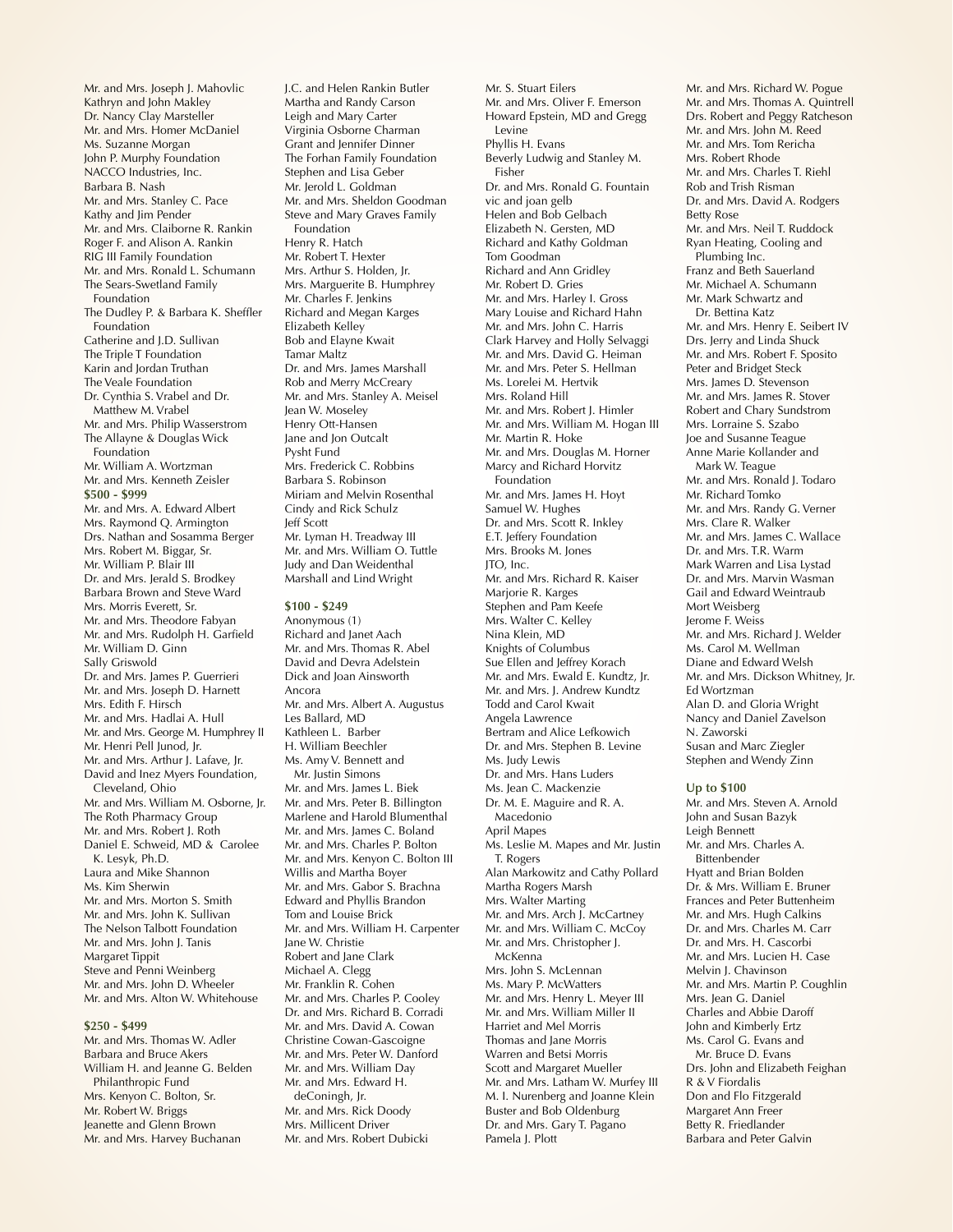Mr. and Mrs. Joseph J. Mahovlic
Kathryn and John Makley
Dr. Nancy Clay Marsteller
Mr. and Mrs. Homer McDaniel
Ms. Suzanne Morgan
John P. Murphy Foundation
NACCO Industries, Inc.
Barbara B. Nash
Mr. and Mrs. Stanley C. Pace
Kathy and Jim Pender
Mr. and Mrs. Claiborne R. Rankin
Roger F. and Alison A. Rankin
RIG III Family Foundation
Mr. and Mrs. Ronald L. Schumann
The Sears-Swetland Family Foundation
The Dudley P. & Barbara K. Sheffler Foundation
Catherine and J.D. Sullivan
The Triple T Foundation
Karin and Jordan Truthan
The Veale Foundation
Dr. Cynthia S. Vrabel and Dr. Matthew M. Vrabel
Mr. and Mrs. Philip Wasserstrom
The Allayne & Douglas Wick Foundation
Mr. William A. Wortzman
Mr. and Mrs. Kenneth Zeisler

**$500 - $999**

Mr. and Mrs. A. Edward Albert
Mrs. Raymond Q. Armington
Drs. Nathan and Sosamma Berger
Mrs. Robert M. Biggar, Sr.
Mr. William P. Blair III
Dr. and Mrs. Jerald S. Brodkey
Barbara Brown and Steve Ward
Mrs. Morris Everett, Sr.
Mr. and Mrs. Theodore Fabyan
Mr. and Mrs. Rudolph H. Garfield
Mr. William D. Ginn
Sally Griswold
Dr. and Mrs. James P. Guerrieri
Mr. and Mrs. Joseph D. Harnett
Mrs. Edith F. Hirsch
Mr. and Mrs. Hadlai A. Hull
Mr. and Mrs. George M. Humphrey II
Mr. Henri Pell Junod, Jr.
Mr. and Mrs. Arthur J. Lafave, Jr.
David and Inez Myers Foundation, Cleveland, Ohio
Mr. and Mrs. William M. Osborne, Jr.
The Roth Pharmacy Group
Mr. and Mrs. Robert J. Roth
Daniel E. Schweid, MD & Carolee K. Lesyk, Ph.D.
Laura and Mike Shannon
Ms. Kim Sherwin
Mr. and Mrs. Morton S. Smith
Mr. and Mrs. John K. Sullivan
The Nelson Talbott Foundation
Mr. and Mrs. John J. Tanis
Margaret Tippit
Steve and Penni Weinberg
Mr. and Mrs. John D. Wheeler
Mr. and Mrs. Alton W. Whitehouse

**$250 - $499**

Mr. and Mrs. Thomas W. Adler
Barbara and Bruce Akers
William H. and Jeanne G. Belden Philanthropic Fund
Mrs. Kenyon C. Bolton, Sr.
Mr. Robert W. Briggs
Jeanette and Glenn Brown
Mr. and Mrs. Harvey Buchanan
J.C. and Helen Rankin Butler
Martha and Randy Carson
Leigh and Mary Carter
Virginia Osborne Charman
Grant and Jennifer Dinner
The Forhan Family Foundation
Stephen and Lisa Geber
Mr. Jerold L. Goldman
Mr. and Mrs. Sheldon Goodman
Steve and Mary Graves Family Foundation
Henry R. Hatch
Mr. Robert T. Hexter
Mrs. Arthur S. Holden, Jr.
Mrs. Marguerite B. Humphrey
Mr. Charles F. Jenkins
Richard and Megan Karges
Elizabeth Kelley
Bob and Elayne Kwait
Tamar Maltz
Dr. and Mrs. James Marshall
Rob and Merry McCreary
Mr. and Mrs. Stanley A. Meisel
Jean W. Moseley
Henry Ott-Hansen
Jane and Jon Outcalt
Pysht Fund
Mrs. Frederick C. Robbins
Barbara S. Robinson
Miriam and Melvin Rosenthal
Cindy and Rick Schulz
Jeff Scott
Mr. Lyman H. Treadway III
Mr. and Mrs. William O. Tuttle
Judy and Dan Weidenthal
Marshall and Lind Wright

**$100 - $249**

Anonymous (1)
Richard and Janet Aach
Mr. and Mrs. Thomas R. Abel
David and Devra Adelstein
Dick and Joan Ainsworth
Ancora
Mr. and Mrs. Albert A. Augustus
Les Ballard, MD
Kathleen L. Barber
H. William Beechler
Ms. Amy V. Bennett and Mr. Justin Simons
Mr. and Mrs. James L. Biek
Mr. and Mrs. Peter B. Billington
Marlene and Harold Blumenthal
Mr. and Mrs. James C. Boland
Mr. and Mrs. Charles P. Bolton
Mr. and Mrs. Kenyon C. Bolton III
Willis and Martha Boyer
Mr. and Mrs. Gabor S. Brachna
Edward and Phyllis Brandon
Tom and Louise Brick
Mr. and Mrs. William H. Carpenter
Jane W. Christie
Robert and Jane Clark
Michael A. Clegg
Mr. Franklin R. Cohen
Mr. and Mrs. Charles P. Cooley
Dr. and Mrs. Richard B. Corradi
Mr. and Mrs. David A. Cowan
Christine Cowan-Gascoigne
Mr. and Mrs. Peter W. Danford
Mr. and Mrs. William Day
Mr. and Mrs. Edward H. deConingh, Jr.
Mr. and Mrs. Rick Doody
Mrs. Millicent Driver
Mr. and Mrs. Robert Dubicki
Mr. S. Stuart Eilers
Mr. and Mrs. Oliver F. Emerson
Howard Epstein, MD and Gregg Levine
Phyllis H. Evans
Beverly Ludwig and Stanley M. Fisher
Dr. and Mrs. Ronald G. Fountain
vic and joan gelb
Helen and Bob Gelbach
Elizabeth N. Gersten, MD
Richard and Kathy Goldman
Tom Goodman
Richard and Ann Gridley
Mr. Robert D. Gries
Mr. and Mrs. Harley I. Gross
Mary Louise and Richard Hahn
Mr. and Mrs. John C. Harris
Clark Harvey and Holly Selvaggi
Mr. and Mrs. David G. Heiman
Mr. and Mrs. Peter S. Hellman
Ms. Lorelei M. Hertvik
Mrs. Roland Hill
Mr. and Mrs. Robert J. Himler
Mr. and Mrs. William M. Hogan III
Mr. Martin R. Hoke
Mr. and Mrs. Douglas M. Horner
Marcy and Richard Horvitz Foundation
Mr. and Mrs. James H. Hoyt
Samuel W. Hughes
Dr. and Mrs. Scott R. Inkley
E.T. Jeffery Foundation
Mrs. Brooks M. Jones
JTO, Inc.
Mr. and Mrs. Richard R. Kaiser
Marjorie R. Karges
Stephen and Pam Keefe
Mrs. Walter C. Kelley
Nina Klein, MD
Knights of Columbus
Sue Ellen and Jeffrey Korach
Mr. and Mrs. Ewald E. Kundtz, Jr.
Mr. and Mrs. J. Andrew Kundtz
Todd and Carol Kwait
Angela Lawrence
Bertram and Alice Lefkowich
Dr. and Mrs. Stephen B. Levine
Ms. Judy Lewis
Dr. and Mrs. Hans Luders
Ms. Jean C. Mackenzie
Dr. M. E. Maguire and R. A. Macedonio
April Mapes
Ms. Leslie M. Mapes and Mr. Justin T. Rogers
Alan Markowitz and Cathy Pollard
Martha Rogers Marsh
Mrs. Walter Marting
Mr. and Mrs. Arch J. McCartney
Mr. and Mrs. William C. McCoy
Mr. and Mrs. Christopher J. McKenna
Mrs. John S. McLennan
Ms. Mary P. McWatters
Mr. and Mrs. Henry L. Meyer III
Mr. and Mrs. William Miller II
Harriet and Mel Morris
Thomas and Jane Morris
Warren and Betsi Morris
Scott and Margaret Mueller
Mr. and Mrs. Latham W. Murfey III
M. I. Nurenberg and Joanne Klein
Buster and Bob Oldenburg
Dr. and Mrs. Gary T. Pagano
Pamela J. Plott
Mr. and Mrs. Richard W. Pogue
Mr. and Mrs. Thomas A. Quintrell
Drs. Robert and Peggy Ratcheson
Mr. and Mrs. John M. Reed
Mr. and Mrs. Tom Rericha
Mrs. Robert Rhode
Mr. and Mrs. Charles T. Riehl
Rob and Trish Risman
Dr. and Mrs. David A. Rodgers
Betty Rose
Mr. and Mrs. Neil T. Ruddock
Ryan Heating, Cooling and Plumbing Inc.
Franz and Beth Sauerland
Mr. Michael A. Schumann
Mr. Mark Schwartz and Dr. Bettina Katz
Mr. and Mrs. Henry E. Seibert IV
Drs. Jerry and Linda Shuck
Mr. and Mrs. Robert F. Sposito
Peter and Bridget Steck
Mrs. James D. Stevenson
Mr. and Mrs. James R. Stover
Robert and Chary Sundstrom
Mrs. Lorraine S. Szabo
Joe and Susanne Teague
Anne Marie Kollander and Mark W. Teague
Mr. and Mrs. Ronald J. Todaro
Mr. Richard Tomko
Mr. and Mrs. Randy G. Verner
Mrs. Clare R. Walker
Mr. and Mrs. James C. Wallace
Dr. and Mrs. T.R. Warm
Mark Warren and Lisa Lystad
Dr. and Mrs. Marvin Wasman
Gail and Edward Weintraub
Mort Weisberg
Jerome F. Weiss
Mr. and Mrs. Richard J. Welder
Ms. Carol M. Wellman
Diane and Edward Welsh
Mr. and Mrs. Dickson Whitney, Jr.
Ed Wortzman
Alan D. and Gloria Wright
Nancy and Daniel Zavelson
N. Zaworski
Susan and Marc Ziegler
Stephen and Wendy Zinn

**Up to $100**

Mr. and Mrs. Steven A. Arnold
John and Susan Bazyk
Leigh Bennett
Mr. and Mrs. Charles A. Bittenbender
Hyatt and Brian Bolden
Dr. & Mrs. William E. Bruner
Frances and Peter Buttenheim
Mr. and Mrs. Hugh Calkins
Dr. and Mrs. Charles M. Carr
Dr. and Mrs. H. Cascorbi
Mr. and Mrs. Lucien H. Case
Melvin J. Chavinson
Mr. and Mrs. Martin P. Coughlin
Mrs. Jean G. Daniel
Charles and Abbie Daroff
John and Kimberly Ertz
Ms. Carol G. Evans and Mr. Bruce D. Evans
Drs. John and Elizabeth Feighan
R & V Fiordalis
Don and Flo Fitzgerald
Margaret Ann Freer
Betty R. Friedlander
Barbara and Peter Galvin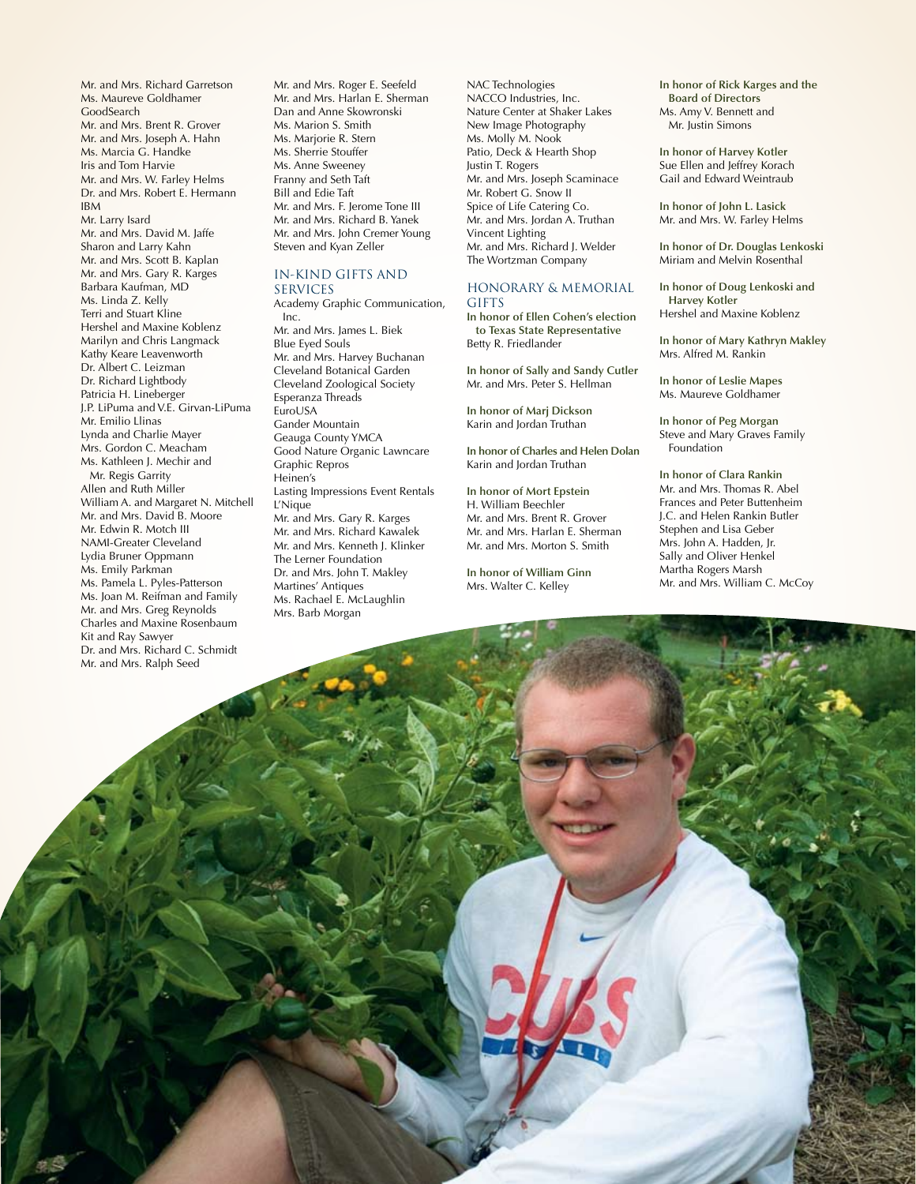Mr. and Mrs. Richard Garretson
Ms. Maureve Goldhamer
GoodSearch
Mr. and Mrs. Brent R. Grover
Mr. and Mrs. Joseph A. Hahn
Ms. Marcia G. Handke
Iris and Tom Harvie
Mr. and Mrs. W. Farley Helms
Dr. and Mrs. Robert E. Hermann
IBM
Mr. Larry Isard
Mr. and Mrs. David M. Jaffe
Sharon and Larry Kahn
Mr. and Mrs. Scott B. Kaplan
Mr. and Mrs. Gary R. Karges
Barbara Kaufman, MD
Ms. Linda Z. Kelly
Terri and Stuart Kline
Hershel and Maxine Koblenz
Marilyn and Chris Langmack
Kathy Keare Leavenworth
Dr. Albert C. Leizman
Dr. Richard Lightbody
Patricia H. Lineberger
J.P. LiPuma and V.E. Girvan-LiPuma
Mr. Emilio Llinas
Lynda and Charlie Mayer
Mrs. Gordon C. Meacham
Ms. Kathleen J. Mechir and Mr. Regis Garrity
Allen and Ruth Miller
William A. and Margaret N. Mitchell
Mr. and Mrs. David B. Moore
Mr. Edwin R. Motch III
NAMI-Greater Cleveland
Lydia Bruner Oppmann
Ms. Emily Parkman
Ms. Pamela L. Pyles-Patterson
Ms. Joan M. Reifman and Family
Mr. and Mrs. Greg Reynolds
Charles and Maxine Rosenbaum
Kit and Ray Sawyer
Dr. and Mrs. Richard C. Schmidt
Mr. and Mrs. Ralph Seed
Mr. and Mrs. Roger E. Seefeld
Mr. and Mrs. Harlan E. Sherman
Dan and Anne Skowronski
Ms. Marion S. Smith
Ms. Marjorie R. Stern
Ms. Sherrie Stouffer
Ms. Anne Sweeney
Franny and Seth Taft
Bill and Edie Taft
Mr. and Mrs. F. Jerome Tone III
Mr. and Mrs. Richard B. Yanek
Mr. and Mrs. John Cremer Young
Steven and Kyan Zeller

## IN-KIND GIFTS AND SERVICES

Academy Graphic Communication, Inc.
Mr. and Mrs. James L. Biek
Blue Eyed Souls
Mr. and Mrs. Harvey Buchanan
Cleveland Botanical Garden
Cleveland Zoological Society
Esperanza Threads
EuroUSA
Gander Mountain
Geauga County YMCA
Good Nature Organic Lawncare
Graphic Repros
Heinen's
Lasting Impressions Event Rentals
L'Nique
Mr. and Mrs. Gary R. Karges
Mr. and Mrs. Richard Kawalek
Mr. and Mrs. Kenneth J. Klinker
The Lerner Foundation
Dr. and Mrs. John T. Makley
Martines' Antiques
Ms. Rachael E. McLaughlin
Mrs. Barb Morgan
NAC Technologies
NACCO Industries, Inc.
Nature Center at Shaker Lakes
New Image Photography
Ms. Molly M. Nook
Patio, Deck & Hearth Shop
Justin T. Rogers
Mr. and Mrs. Joseph Scaminace
Mr. Robert G. Snow II
Spice of Life Catering Co.
Mr. and Mrs. Jordan A. Truthan
Vincent Lighting
Mr. and Mrs. Richard J. Welder
The Wortzman Company

## HONORARY & MEMORIAL GIFTS

**In honor of Ellen Cohen's election to Texas State Representative**
Betty R. Friedlander

**In honor of Sally and Sandy Cutler**
Mr. and Mrs. Peter S. Hellman

**In honor of Marj Dickson**
Karin and Jordan Truthan

**In honor of Charles and Helen Dolan**
Karin and Jordan Truthan

**In honor of Mort Epstein**
H. William Beechler
Mr. and Mrs. Brent R. Grover
Mr. and Mrs. Harlan E. Sherman
Mr. and Mrs. Morton S. Smith

**In honor of William Ginn**
Mrs. Walter C. Kelley

**In honor of Rick Karges and the Board of Directors**
Ms. Amy V. Bennett and Mr. Justin Simons

**In honor of Harvey Kotler**
Sue Ellen and Jeffrey Korach
Gail and Edward Weintraub

**In honor of John L. Lasick**
Mr. and Mrs. W. Farley Helms

**In honor of Dr. Douglas Lenkoski**
Miriam and Melvin Rosenthal

**In honor of Doug Lenkoski and Harvey Kotler**
Hershel and Maxine Koblenz

**In honor of Mary Kathryn Makley**
Mrs. Alfred M. Rankin

**In honor of Leslie Mapes**
Ms. Maureve Goldhamer

**In honor of Peg Morgan**
Steve and Mary Graves Family Foundation

**In honor of Clara Rankin**
Mr. and Mrs. Thomas R. Abel
Frances and Peter Buttenheim
J.C. and Helen Rankin Butler
Stephen and Lisa Geber
Mrs. John A. Hadden, Jr.
Sally and Oliver Henkel
Martha Rogers Marsh
Mr. and Mrs. William C. McCoy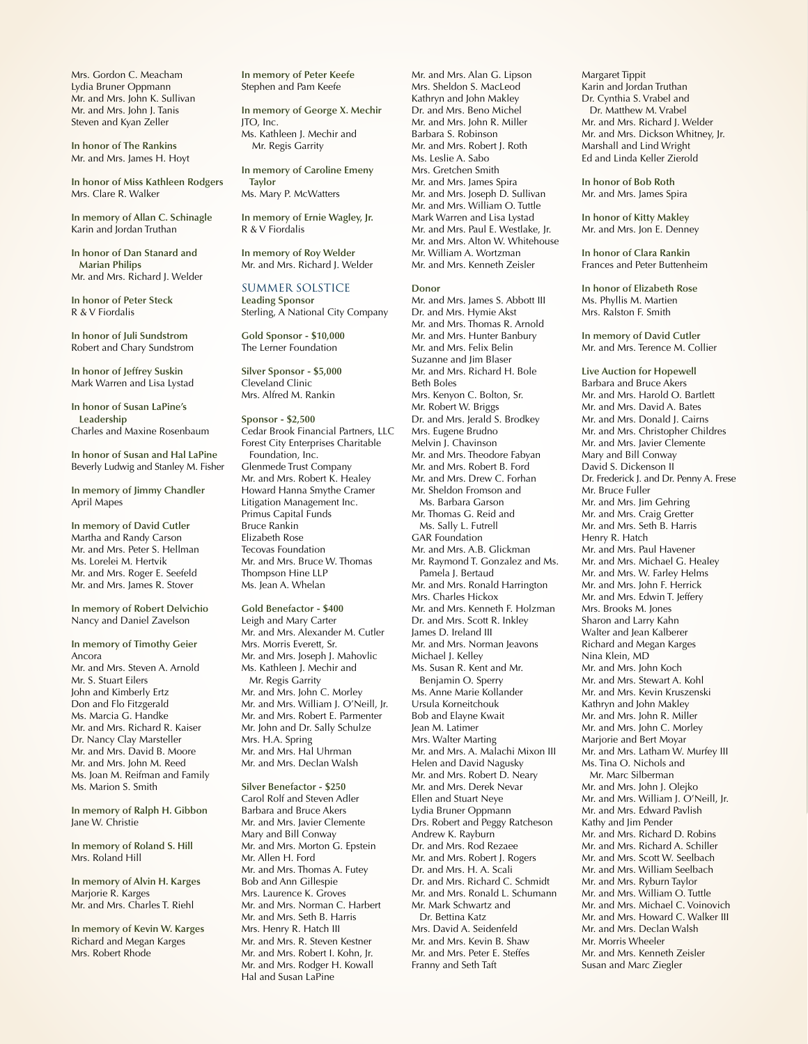Mrs. Gordon C. Meacham
Lydia Bruner Oppmann
Mr. and Mrs. John K. Sullivan
Mr. and Mrs. John J. Tanis
Steven and Kyan Zeller

**In honor of The Rankins**
Mr. and Mrs. James H. Hoyt

**In honor of Miss Kathleen Rodgers**
Mrs. Clare R. Walker

**In memory of Allan C. Schinagle**
Karin and Jordan Truthan

**In honor of Dan Stanard and Marian Philips**
Mr. and Mrs. Richard J. Welder

**In honor of Peter Steck**
R & V Fiordalis

**In honor of Juli Sundstrom**
Robert and Chary Sundstrom

**In honor of Jeffrey Suskin**
Mark Warren and Lisa Lystad

**In honor of Susan LaPine's Leadership**
Charles and Maxine Rosenbaum

**In honor of Susan and Hal LaPine**
Beverly Ludwig and Stanley M. Fisher

**In memory of Jimmy Chandler**
April Mapes

**In memory of David Cutler**
Martha and Randy Carson
Mr. and Mrs. Peter S. Hellman
Ms. Lorelei M. Hertvik
Mr. and Mrs. Roger E. Seefeld
Mr. and Mrs. James R. Stover

**In memory of Robert Delvichio**
Nancy and Daniel Zavelson

**In memory of Timothy Geier**
Ancora
Mr. and Mrs. Steven A. Arnold
Mr. S. Stuart Eilers
John and Kimberly Ertz
Don and Flo Fitzgerald
Ms. Marcia G. Handke
Mr. and Mrs. Richard R. Kaiser
Dr. Nancy Clay Marsteller
Mr. and Mrs. David B. Moore
Mr. and Mrs. John M. Reed
Ms. Joan M. Reifman and Family
Ms. Marion S. Smith

**In memory of Ralph H. Gibbon**
Jane W. Christie

**In memory of Roland S. Hill**
Mrs. Roland Hill

**In memory of Alvin H. Karges**
Marjorie R. Karges
Mr. and Mrs. Charles T. Riehl

**In memory of Kevin W. Karges**
Richard and Megan Karges
Mrs. Robert Rhode

**In memory of Peter Keefe**
Stephen and Pam Keefe

**In memory of George X. Mechir**
JTO, Inc.
Ms. Kathleen J. Mechir and Mr. Regis Garrity

**In memory of Caroline Emeny Taylor**
Ms. Mary P. McWatters

**In memory of Ernie Wagley, Jr.**
R & V Fiordalis

**In memory of Roy Welder**
Mr. and Mrs. Richard J. Welder

## SUMMER SOLSTICE

**Leading Sponsor**
Sterling, A National City Company

**Gold Sponsor - $10,000**
The Lerner Foundation

**Silver Sponsor - $5,000**
Cleveland Clinic
Mrs. Alfred M. Rankin

**Sponsor - $2,500**
Cedar Brook Financial Partners, LLC
Forest City Enterprises Charitable Foundation, Inc.
Glenmede Trust Company
Mr. and Mrs. Robert K. Healey
Howard Hanna Smythe Cramer
Litigation Management Inc.
Primus Capital Funds
Bruce Rankin
Elizabeth Rose
Tecovas Foundation
Mr. and Mrs. Bruce W. Thomas
Thompson Hine LLP
Ms. Jean A. Whelan

**Gold Benefactor - $400**
Leigh and Mary Carter
Mr. and Mrs. Alexander M. Cutler
Mrs. Morris Everett, Sr.
Mr. and Mrs. Joseph J. Mahovlic
Ms. Kathleen J. Mechir and Mr. Regis Garrity
Mr. and Mrs. John C. Morley
Mr. and Mrs. William J. O'Neill, Jr.
Mr. and Mrs. Robert E. Parmenter
Mr. John and Dr. Sally Schulze
Mrs. H.A. Spring
Mr. and Mrs. Hal Uhrman
Mr. and Mrs. Declan Walsh

**Silver Benefactor - $250**
Carol Rolf and Steven Adler
Barbara and Bruce Akers
Mr. and Mrs. Javier Clemente
Mary and Bill Conway
Mr. and Mrs. Morton G. Epstein
Mr. Allen H. Ford
Mr. and Mrs. Thomas A. Futey
Bob and Ann Gillespie
Mrs. Laurence K. Groves
Mr. and Mrs. Norman C. Harbert
Mr. and Mrs. Seth B. Harris
Mrs. Henry R. Hatch III
Mr. and Mrs. R. Steven Kestner
Mr. and Mrs. Robert I. Kohn, Jr.
Mr. and Mrs. Rodger H. Kowall
Hal and Susan LaPine
Mr. and Mrs. Alan G. Lipson
Mrs. Sheldon S. MacLeod
Kathryn and John Makley
Dr. and Mrs. Beno Michel
Mr. and Mrs. John R. Miller
Barbara S. Robinson
Mr. and Mrs. Robert J. Roth
Ms. Leslie A. Sabo
Mrs. Gretchen Smith
Mr. and Mrs. James Spira
Mr. and Mrs. Joseph D. Sullivan
Mr. and Mrs. William O. Tuttle
Mark Warren and Lisa Lystad
Mr. and Mrs. Paul E. Westlake, Jr.
Mr. and Mrs. Alton W. Whitehouse
Mr. William A. Wortzman
Mr. and Mrs. Kenneth Zeisler

**Donor**
Mr. and Mrs. James S. Abbott III
Dr. and Mrs. Hymie Akst
Mr. and Mrs. Thomas R. Arnold
Mr. and Mrs. Hunter Banbury
Mr. and Mrs. Felix Belin
Suzanne and Jim Blaser
Mr. and Mrs. Richard H. Bole
Beth Boles
Mrs. Kenyon C. Bolton, Sr.
Mr. Robert W. Briggs
Dr. and Mrs. Jerald S. Brodkey
Mrs. Eugene Brudno
Melvin J. Chavinson
Mr. and Mrs. Theodore Fabyan
Mr. and Mrs. Robert B. Ford
Mr. and Mrs. Drew C. Forhan
Mr. Sheldon Fromson and Ms. Barbara Garson
Mr. Thomas G. Reid and Ms. Sally L. Futrell
GAR Foundation
Mr. and Mrs. A.B. Glickman
Mr. Raymond T. Gonzalez and Ms. Pamela J. Bertaud
Mr. and Mrs. Ronald Harrington
Mrs. Charles Hickox
Mr. and Mrs. Kenneth F. Holzman
Dr. and Mrs. Scott R. Inkley
James D. Ireland III
Mr. and Mrs. Norman Jeavons
Michael J. Kelley
Ms. Susan R. Kent and Mr. Benjamin O. Sperry
Ms. Anne Marie Kollander
Ursula Korneitchouk
Bob and Elayne Kwait
Jean M. Latimer
Mrs. Walter Marting
Mr. and Mrs. A. Malachi Mixon III
Helen and David Nagusky
Mr. and Mrs. Robert D. Neary
Mr. and Mrs. Derek Nevar
Ellen and Stuart Neye
Lydia Bruner Oppmann
Drs. Robert and Peggy Ratcheson
Andrew K. Rayburn
Dr. and Mrs. Rod Rezaee
Mr. and Mrs. Robert J. Rogers
Dr. and Mrs. H. A. Scali
Dr. and Mrs. Richard C. Schmidt
Mr. and Mrs. Ronald L. Schumann
Mr. Mark Schwartz and Dr. Bettina Katz
Mrs. David A. Seidenfeld
Mr. and Mrs. Kevin B. Shaw
Mr. and Mrs. Peter E. Steffes
Franny and Seth Taft
Margaret Tippit
Karin and Jordan Truthan
Dr. Cynthia S. Vrabel and Dr. Matthew M. Vrabel
Mr. and Mrs. Richard J. Welder
Mr. and Mrs. Dickson Whitney, Jr.
Marshall and Lind Wright
Ed and Linda Keller Zierold

**In honor of Bob Roth**
Mr. and Mrs. James Spira

**In honor of Kitty Makley**
Mr. and Mrs. Jon E. Denney

**In honor of Clara Rankin**
Frances and Peter Buttenheim

**In honor of Elizabeth Rose**
Ms. Phyllis M. Martien
Mrs. Ralston F. Smith

**In memory of David Cutler**
Mr. and Mrs. Terence M. Collier

**Live Auction for Hopewell**
Barbara and Bruce Akers
Mr. and Mrs. Harold O. Bartlett
Mr. and Mrs. David A. Bates
Mr. and Mrs. Donald J. Cairns
Mr. and Mrs. Christopher Childres
Mr. and Mrs. Javier Clemente
Mary and Bill Conway
David S. Dickenson II
Dr. Frederick J. and Dr. Penny A. Frese
Mr. Bruce Fuller
Mr. and Mrs. Jim Gehring
Mr. and Mrs. Craig Gretter
Mr. and Mrs. Seth B. Harris
Henry R. Hatch
Mr. and Mrs. Paul Havener
Mr. and Mrs. Michael G. Healey
Mr. and Mrs. W. Farley Helms
Mr. and Mrs. John F. Herrick
Mr. and Mrs. Edwin T. Jeffery
Mrs. Brooks M. Jones
Sharon and Larry Kahn
Walter and Jean Kalberer
Richard and Megan Karges
Nina Klein, MD
Mr. and Mrs. John Koch
Mr. and Mrs. Stewart A. Kohl
Mr. and Mrs. Kevin Kruszenski
Kathryn and John Makley
Mr. and Mrs. John R. Miller
Mr. and Mrs. John C. Morley
Marjorie and Bert Moyar
Mr. and Mrs. Latham W. Murfey III
Ms. Tina O. Nichols and Mr. Marc Silberman
Mr. and Mrs. John J. Olejko
Mr. and Mrs. William J. O'Neill, Jr.
Mr. and Mrs. Edward Pavlish
Kathy and Jim Pender
Mr. and Mrs. Richard D. Robins
Mr. and Mrs. Richard A. Schiller
Mr. and Mrs. Scott W. Seelbach
Mr. and Mrs. William Seelbach
Mr. and Mrs. Ryburn Taylor
Mr. and Mrs. William O. Tuttle
Mr. and Mrs. Michael C. Voinovich
Mr. and Mrs. Howard C. Walker III
Mr. and Mrs. Declan Walsh
Mr. Morris Wheeler
Mr. and Mrs. Kenneth Zeisler
Susan and Marc Ziegler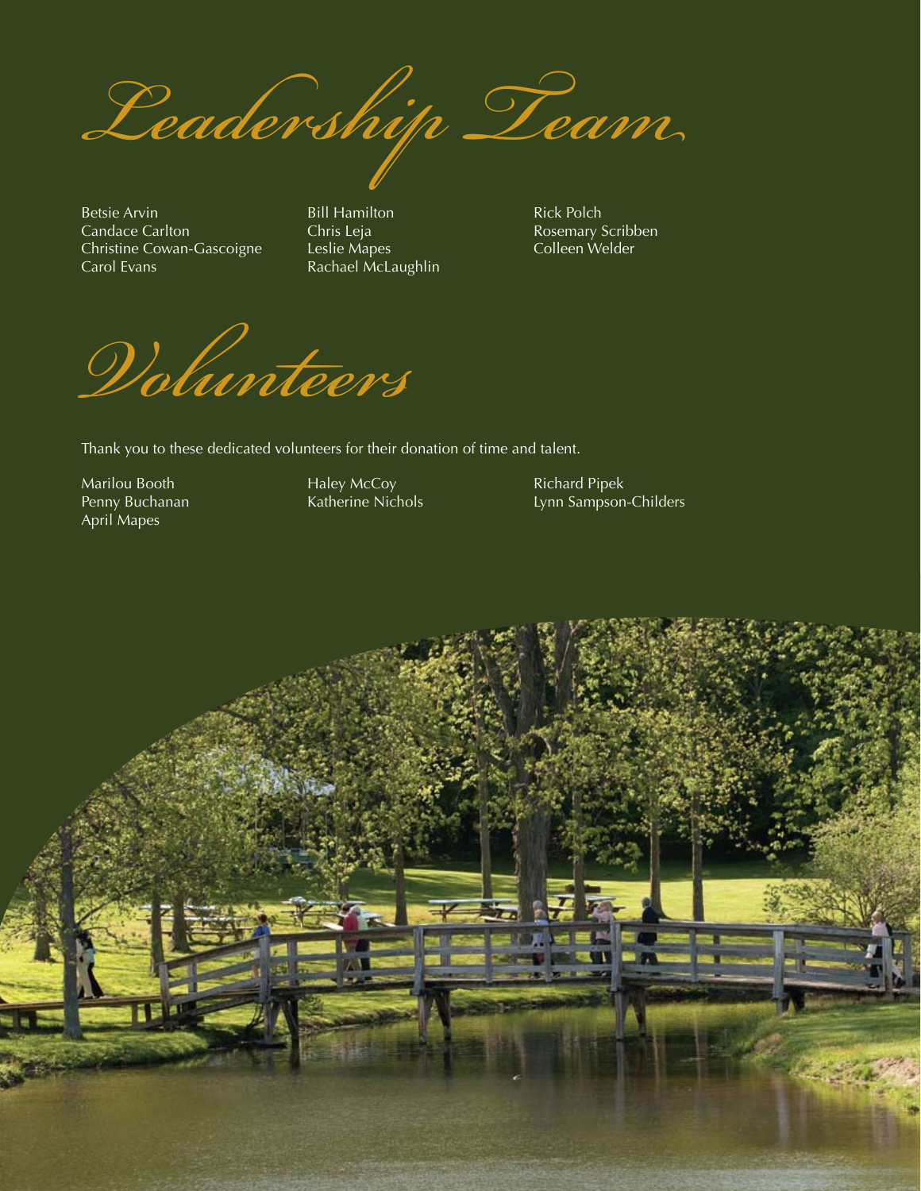# Leadership Team

Betsie Arvin
Candace Carlton
Christine Cowan-Gascoigne
Carol Evans
Bill Hamilton
Chris Leja
Leslie Mapes
Rachael McLaughlin
Rick Polch
Rosemary Scribben
Colleen Welder

# Volunteers

Thank you to these dedicated volunteers for their donation of time and talent.

Marilou Booth
Penny Buchanan
April Mapes
Haley McCoy
Katherine Nichols
Richard Pipek
Lynn Sampson-Childers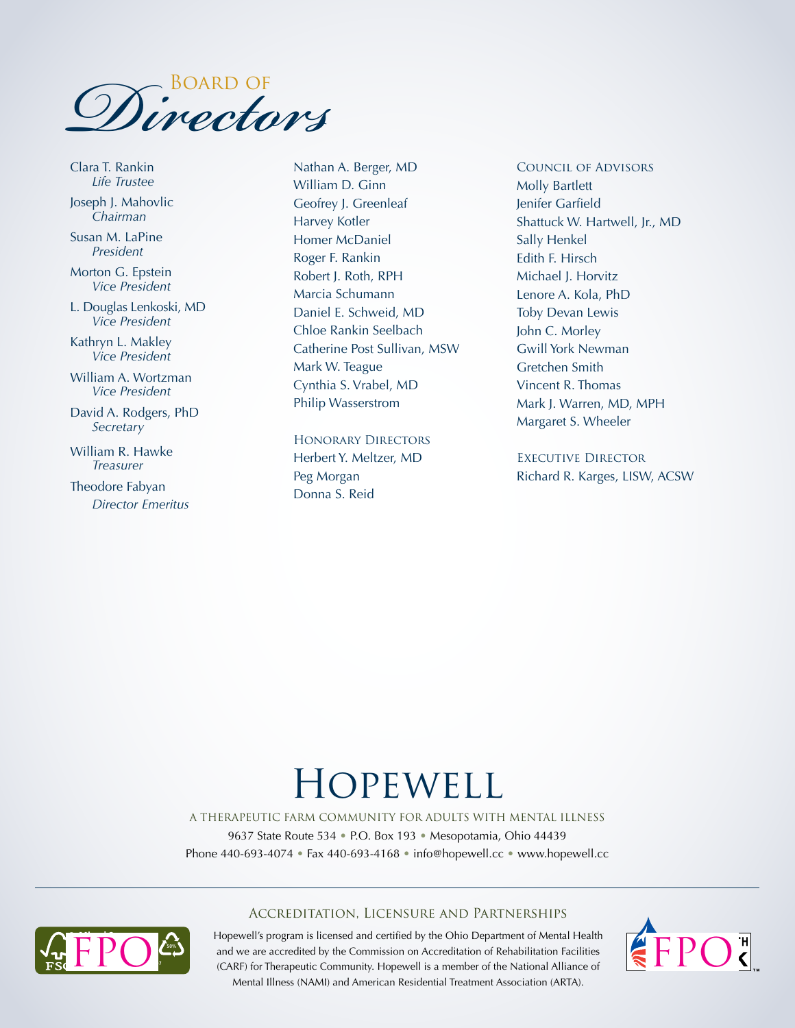# Board of Directors

Clara T. Rankin
*Life Trustee*

Joseph J. Mahovlic
*Chairman*

Susan M. LaPine
*President*

Morton G. Epstein
*Vice President*

L. Douglas Lenkoski, MD
*Vice President*

Kathryn L. Makley
*Vice President*

William A. Wortzman
*Vice President*

David A. Rodgers, PhD
*Secretary*

William R. Hawke
*Treasurer*

Theodore Fabyan
*Director Emeritus*

Nathan A. Berger, MD
William D. Ginn
Geoffrey J. Greenleaf
Harvey Kotler
Homer McDaniel
Roger F. Rankin
Robert J. Roth, RPH
Marcia Schumann
Daniel E. Schweid, MD
Chloe Rankin Seelbach
Catherine Post Sullivan, MSW
Mark W. Teague
Cynthia S. Vrabel, MD
Philip Wasserstrom

## Honorary Directors

Herbert Y. Meltzer, MD
Peg Morgan
Donna S. Reid

## Council of Advisors

Molly Bartlett
Jenifer Garfield
Shattuck W. Hartwell, Jr., MD
Sally Henkel
Edith F. Hirsch
Michael J. Horvitz
Lenore A. Kola, PhD
Toby Devan Lewis
John C. Morley
Gwill York Newman
Gretchen Smith
Vincent R. Thomas
Mark J. Warren, MD, MPH
Margaret S. Wheeler

## Executive Director

Richard R. Karges, LISW, ACSW

# Hopewell

A THERAPEUTIC FARM COMMUNITY FOR ADULTS WITH MENTAL ILLNESS

9637 State Route 534 • P.O. Box 193 • Mesopotamia, Ohio 44439

Phone 440-693-4074 • Fax 440-693-4168 • info@hopewell.cc • www.hopewell.cc

## Accreditation, Licensure and Partnerships

Hopewell's program is licensed and certified by the Ohio Department of Mental Health and we are accredited by the Commission on Accreditation of Rehabilitation Facilities (CARF) for Therapeutic Community. Hopewell is a member of the National Alliance of Mental Illness (NAMI) and American Residential Treatment Association (ARTA).